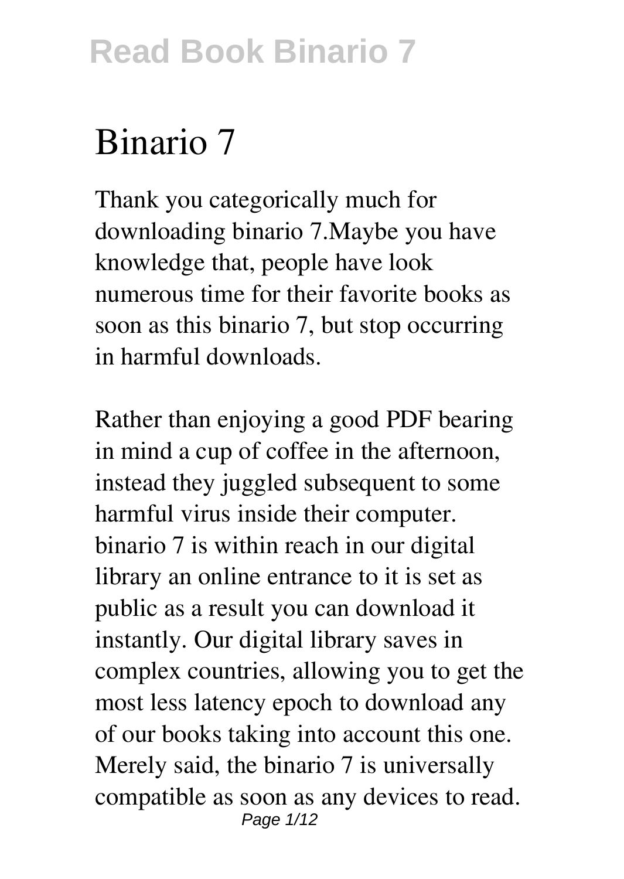# Binario 7

Thank you categorically much for downloading binario 7.Maybe you have knowledge that, people have look numerous time for their favorite books as soon as this binario 7, but stop occurring in harmful downloads.

Rather than enjoying a good PDF bearing in mind a cup of coffee in the afternoon, instead they juggled subsequent to some harmful virus inside their computer. binario 7 is within reach in our digital library an online entrance to it is set as public as a result you can download it instantly. Our digital library saves in complex countries, allowing you to get the most less latency epoch to download any of our books taking into account this one. Merely said, the binario 7 is universally compatible as soon as any devices to read.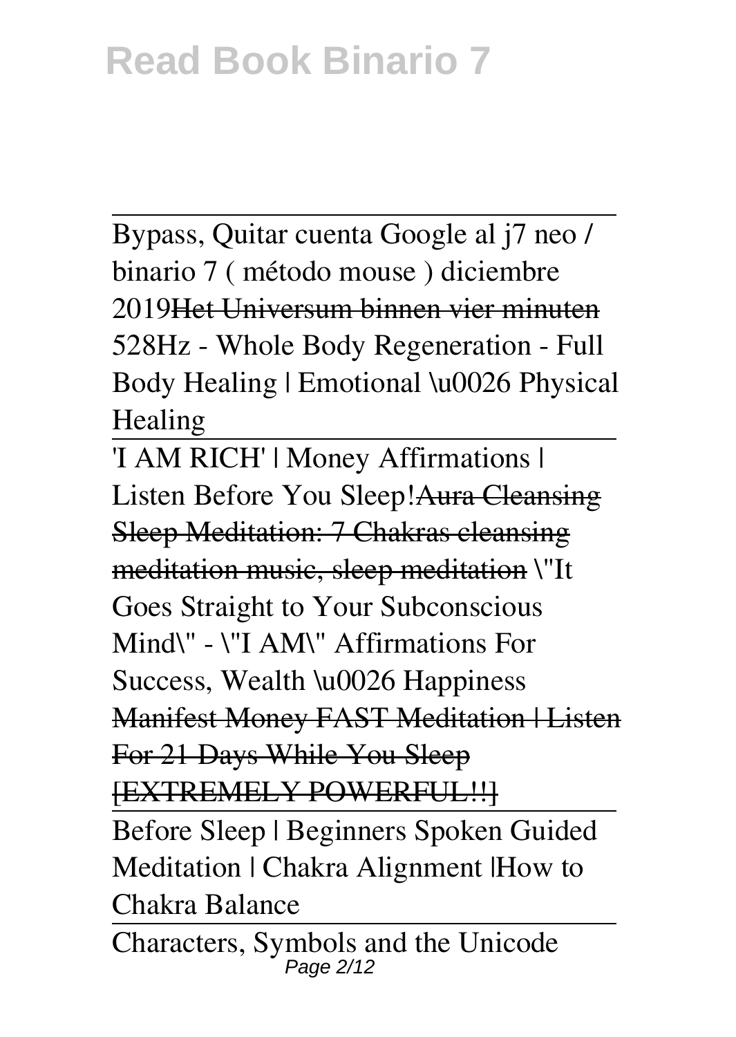# Read Book Binario 7

---

Bypass, Quitar cuenta Google al j7 neo / binario 7 ( método mouse ) diciembre 2019~~Het Universum binnen vier minuten~~ 528Hz - Whole Body Regeneration - Full Body Healing | Emotional \u0026 Physical Healing

---

'I AM RICH' | Money Affirmations | Listen Before You Sleep!~~Aura Cleansing Sleep Meditation: 7 Chakras cleansing meditation music, sleep meditation~~ \"It Goes Straight to Your Subconscious Mind\" - \"I AM\" Affirmations For Success, Wealth \u0026 Happiness ~~Manifest Money FAST Meditation | Listen For 21 Days While You Sleep [EXTREMELY POWERFUL!!]~~

---

Before Sleep | Beginners Spoken Guided Meditation | Chakra Alignment |How to Chakra Balance

---

Characters, Symbols and the Unicode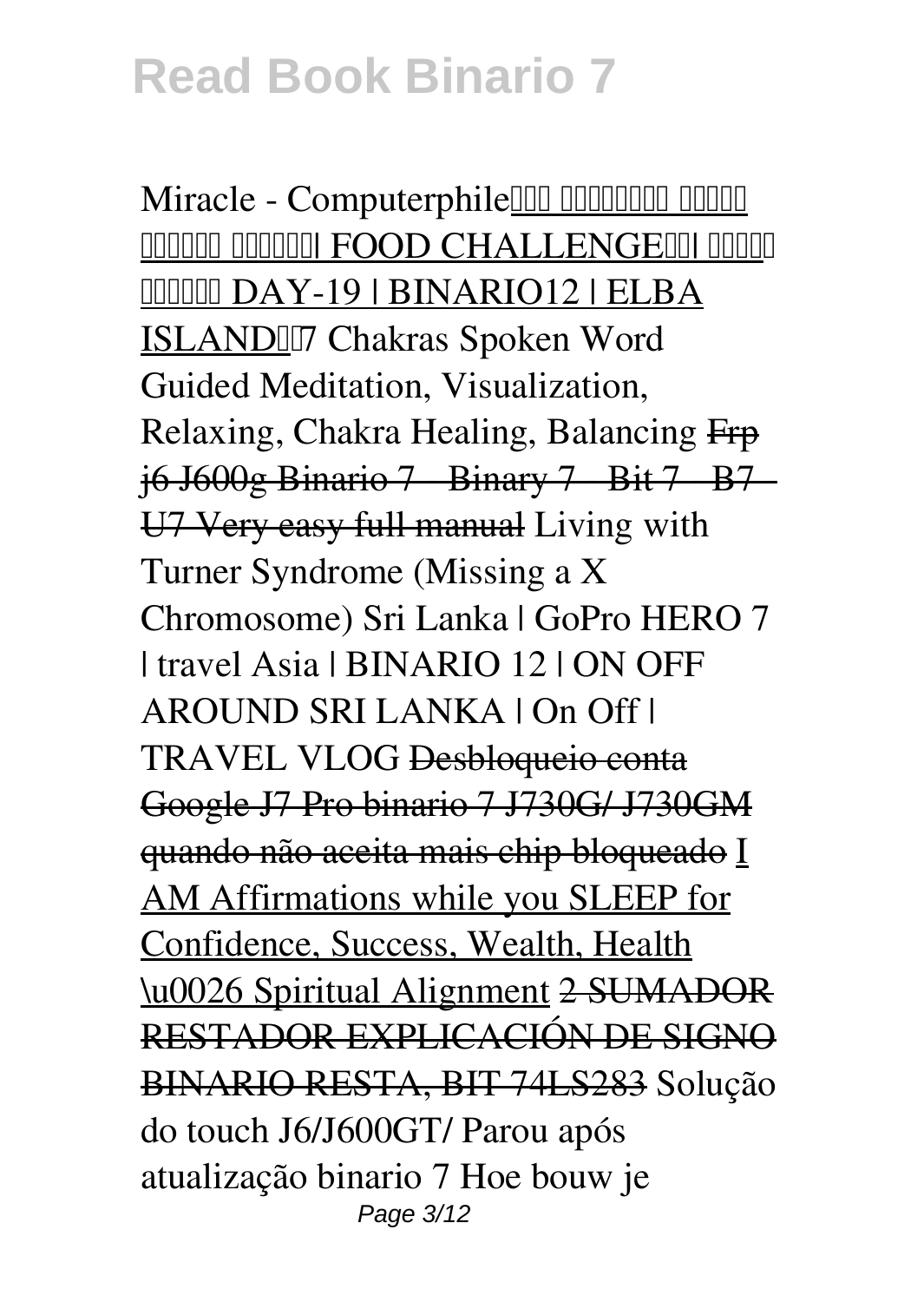Miracle - ComputerphileI I I IIIIIIII IIIII IIIIII IIIIIII FOOD CHALLENGEIII IIIII IIIIII DAY-19 | BINARIO12 | ELBA ISLANDII7 Chakras Spoken Word Guided Meditation, Visualization, Relaxing, Chakra Healing, Balancing Frp j6 J600g Binario 7 - Binary 7 - Bit 7 - B7 - U7 Very easy full manual Living with Turner Syndrome (Missing a X Chromosome) Sri Lanka | GoPro HERO 7 | travel Asia | BINARIO 12 | ON OFF AROUND SRI LANKA | On Off | TRAVEL VLOG Desbloqueio conta Google J7 Pro binario 7 J730G/ J730GM quando não aceita mais chip bloqueado I AM Affirmations while you SLEEP for Confidence, Success, Wealth, Health \u0026 Spiritual Alignment 2 SUMADOR RESTADOR EXPLICACIÓN DE SIGNO BINARIO RESTA, BIT 74LS283 Solução do touch J6/J600GT/ Parou após atualização binario 7 Hoe bouw je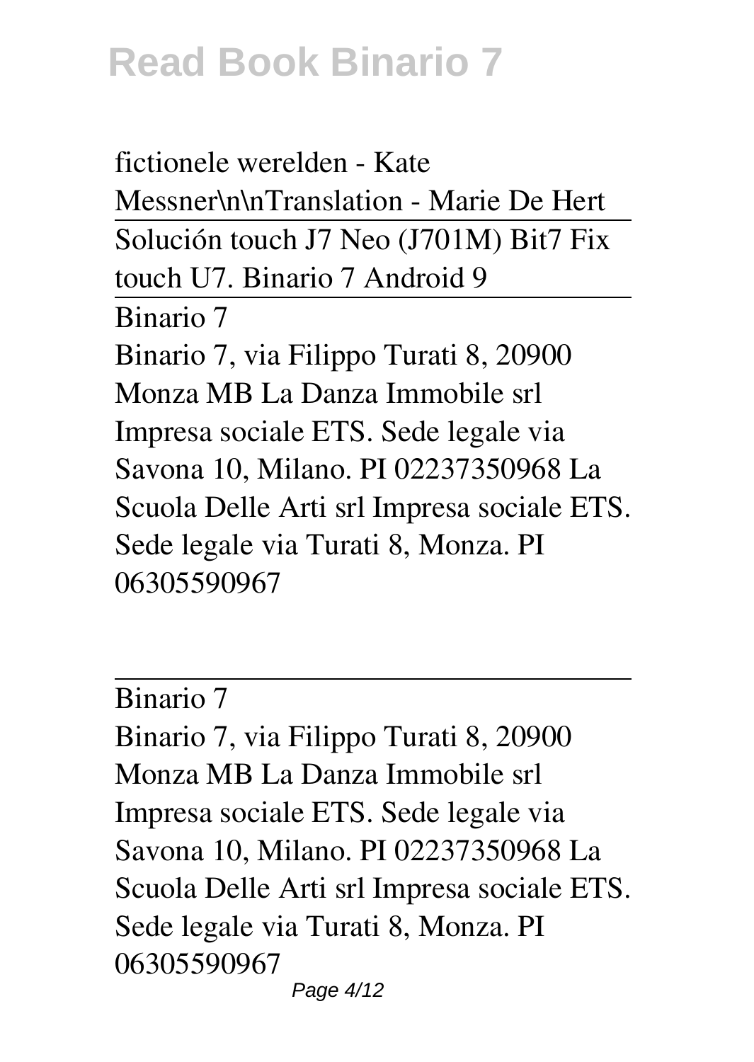fictionele werelden - Kate Messner\n\nTranslation - Marie De Hert

Solución touch J7 Neo (J701M) Bit7 Fix touch U7. Binario 7 Android 9

---

Binario 7

Binario 7, via Filippo Turati 8, 20900 Monza MB La Danza Immobile srl Impresa sociale ETS. Sede legale via Savona 10, Milano. PI 02237350968 La Scuola Delle Arti srl Impresa sociale ETS. Sede legale via Turati 8, Monza. PI 06305590967

---

Binario 7

Binario 7, via Filippo Turati 8, 20900 Monza MB La Danza Immobile srl Impresa sociale ETS. Sede legale via Savona 10, Milano. PI 02237350968 La Scuola Delle Arti srl Impresa sociale ETS. Sede legale via Turati 8, Monza. PI 06305590967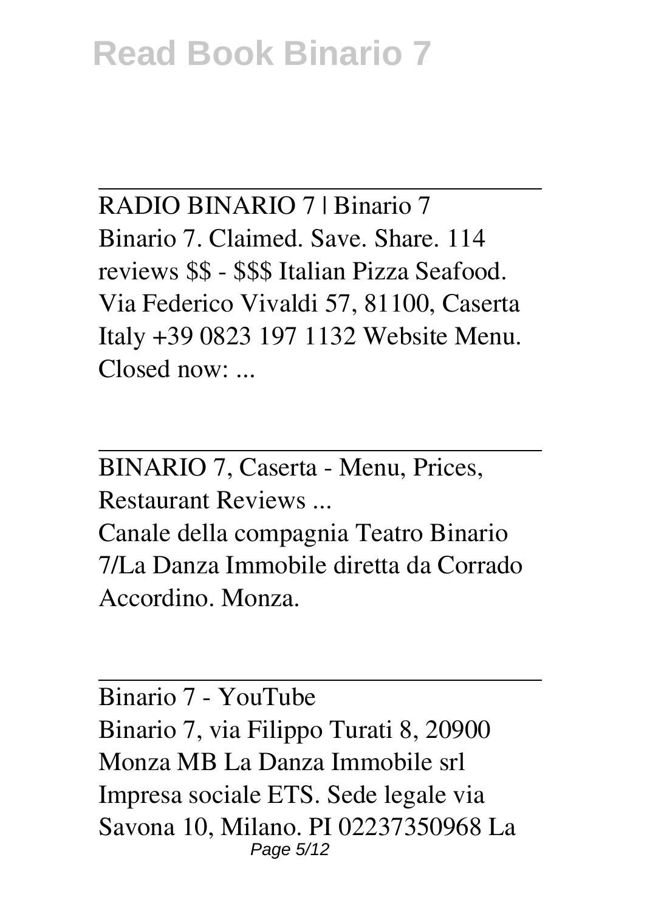RADIO BINARIO 7 | Binario 7

Binario 7. Claimed. Save. Share. 114 reviews $$ - $$$ Italian Pizza Seafood. Via Federico Vivaldi 57, 81100, Caserta Italy +39 0823 197 1132 Website Menu. Closed now: ...

---

BINARIO 7, Caserta - Menu, Prices, Restaurant Reviews ...

Canale della compagnia Teatro Binario 7/La Danza Immobile diretta da Corrado Accordino. Monza.

---

Binario 7 - YouTube

Binario 7, via Filippo Turati 8, 20900 Monza MB La Danza Immobile srl Impresa sociale ETS. Sede legale via Savona 10, Milano. PI 02237350968 La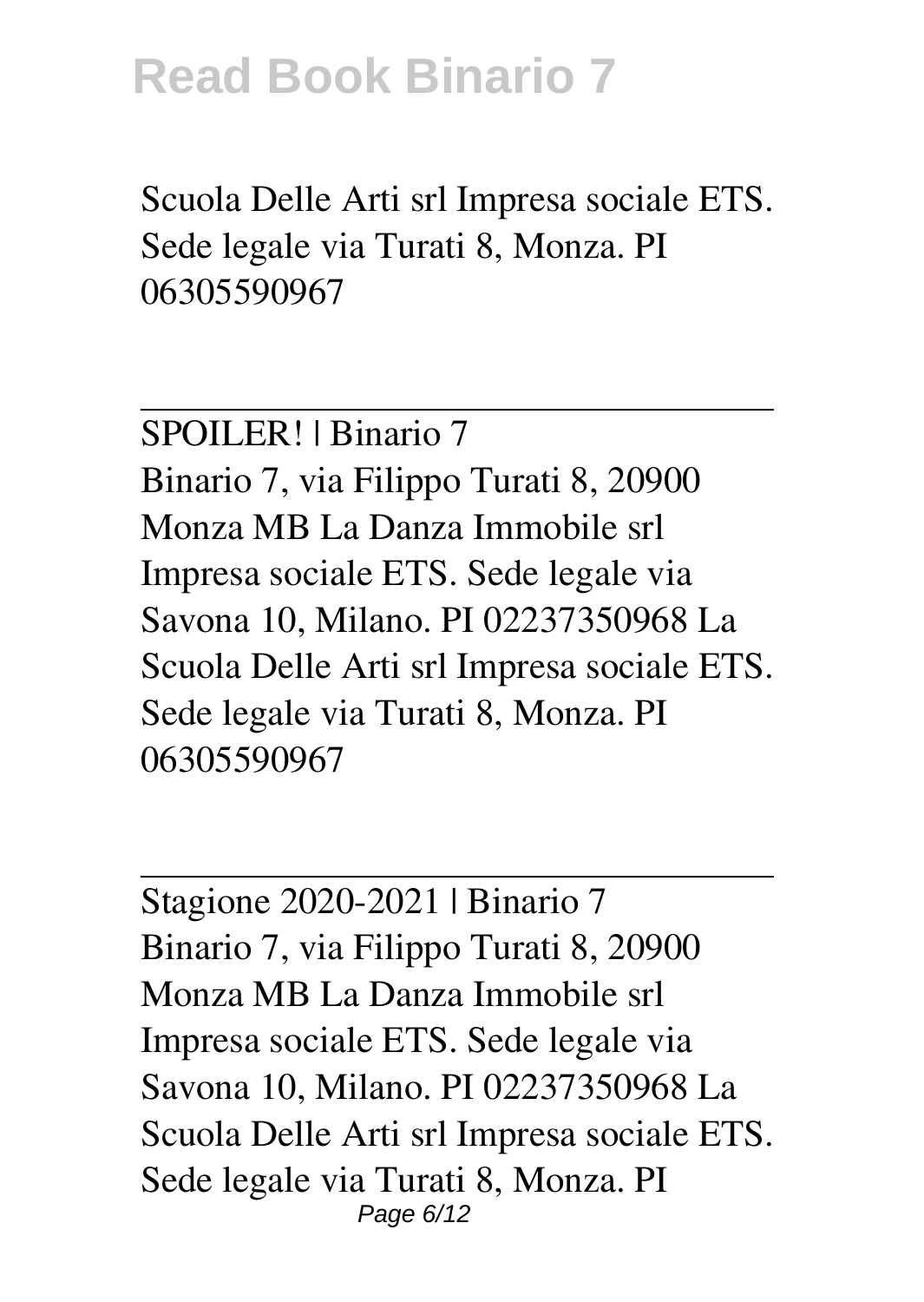Scuola Delle Arti srl Impresa sociale ETS. Sede legale via Turati 8, Monza. PI 06305590967

---

SPOILER! | Binario 7

Binario 7, via Filippo Turati 8, 20900 Monza MB La Danza Immobile srl Impresa sociale ETS. Sede legale via Savona 10, Milano. PI 02237350968 La Scuola Delle Arti srl Impresa sociale ETS. Sede legale via Turati 8, Monza. PI 06305590967

---

Stagione 2020-2021 | Binario 7

Binario 7, via Filippo Turati 8, 20900 Monza MB La Danza Immobile srl Impresa sociale ETS. Sede legale via Savona 10, Milano. PI 02237350968 La Scuola Delle Arti srl Impresa sociale ETS. Sede legale via Turati 8, Monza. PI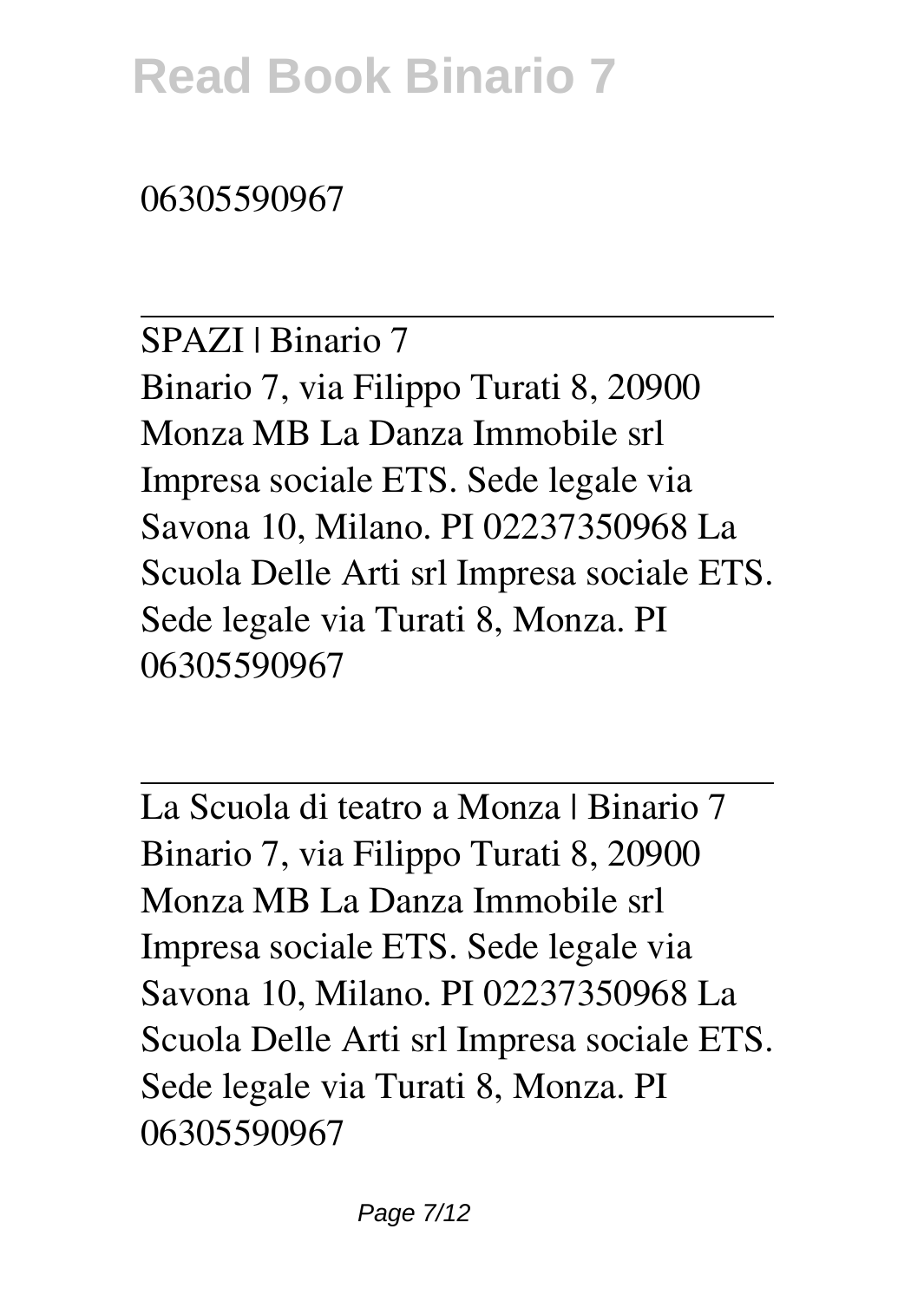06305590967

---

SPAZI | Binario 7

Binario 7, via Filippo Turati 8, 20900 Monza MB La Danza Immobile srl Impresa sociale ETS. Sede legale via Savona 10, Milano. PI 02237350968 La Scuola Delle Arti srl Impresa sociale ETS. Sede legale via Turati 8, Monza. PI 06305590967

---

La Scuola di teatro a Monza | Binario 7

Binario 7, via Filippo Turati 8, 20900 Monza MB La Danza Immobile srl Impresa sociale ETS. Sede legale via Savona 10, Milano. PI 02237350968 La Scuola Delle Arti srl Impresa sociale ETS. Sede legale via Turati 8, Monza. PI 06305590967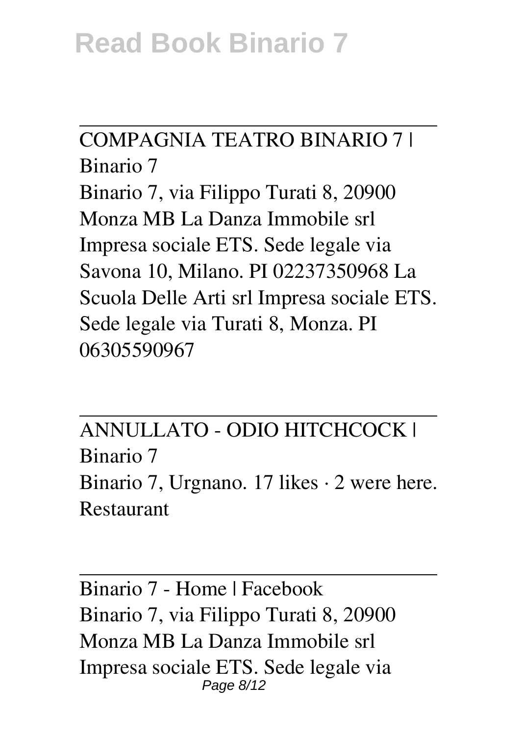COMPAGNIA TEATRO BINARIO 7 | Binario 7

Binario 7, via Filippo Turati 8, 20900 Monza MB La Danza Immobile srl Impresa sociale ETS. Sede legale via Savona 10, Milano. PI 02237350968 La Scuola Delle Arti srl Impresa sociale ETS. Sede legale via Turati 8, Monza. PI 06305590967

---

ANNULLATO - ODIO HITCHCOCK | Binario 7

Binario 7, Urgnano. 17 likes · 2 were here. Restaurant

---

Binario 7 - Home | Facebook

Binario 7, via Filippo Turati 8, 20900 Monza MB La Danza Immobile srl Impresa sociale ETS. Sede legale via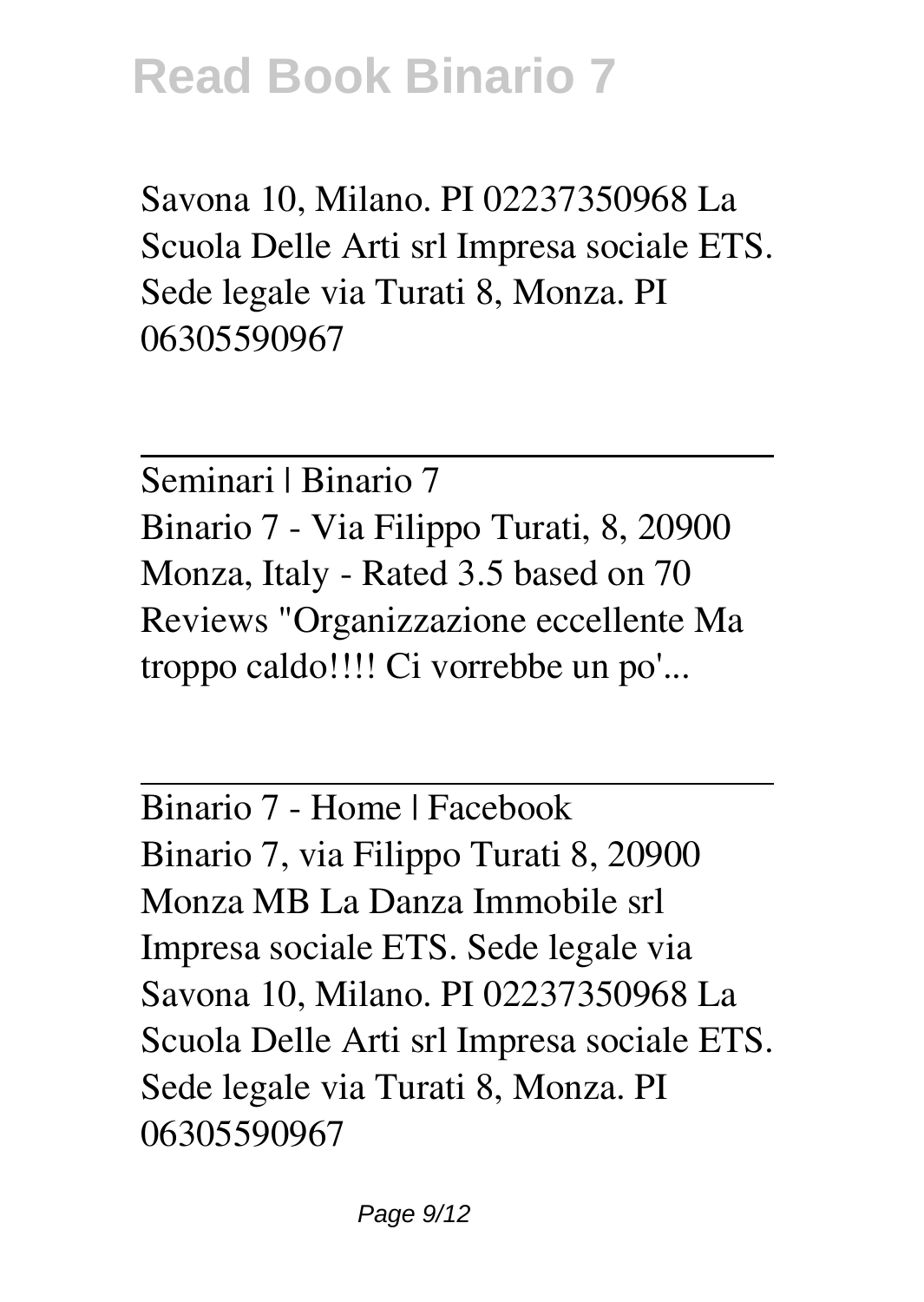Savona 10, Milano. PI 02237350968 La Scuola Delle Arti srl Impresa sociale ETS. Sede legale via Turati 8, Monza. PI 06305590967

---

Seminari | Binario 7

Binario 7 - Via Filippo Turati, 8, 20900 Monza, Italy - Rated 3.5 based on 70 Reviews "Organizzazione eccellente Ma troppo caldo!!!! Ci vorrebbe un po'...

---

Binario 7 - Home | Facebook

Binario 7, via Filippo Turati 8, 20900 Monza MB La Danza Immobile srl Impresa sociale ETS. Sede legale via Savona 10, Milano. PI 02237350968 La Scuola Delle Arti srl Impresa sociale ETS. Sede legale via Turati 8, Monza. PI 06305590967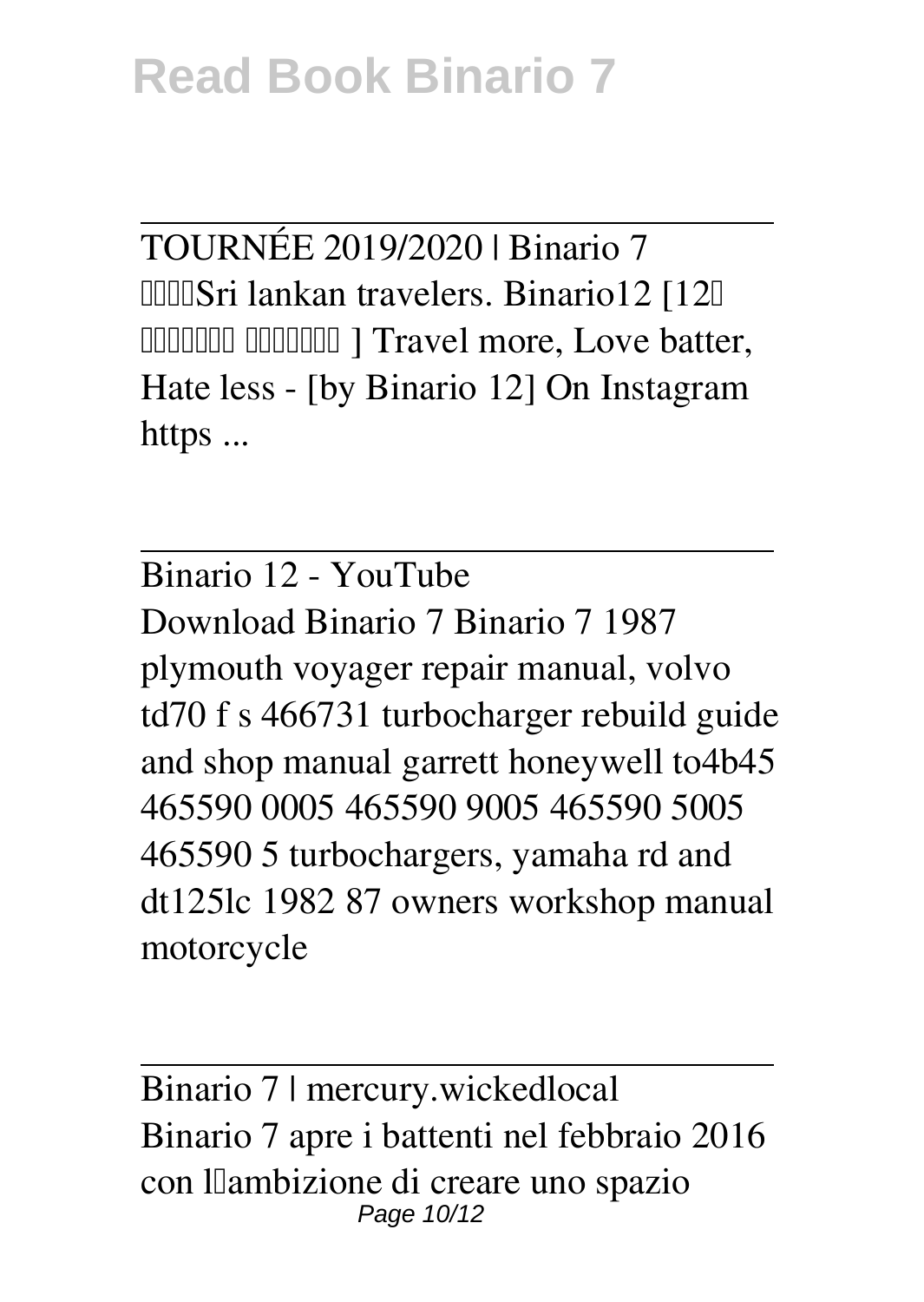TOURNÉE 2019/2020 | Binario 7

Sri lankan travelers. Binario12 [12 ] Travel more, Love batter, Hate less - [by Binario 12] On Instagram https ...

Binario 12 - YouTube

Download Binario 7 Binario 7 1987 plymouth voyager repair manual, volvo td70 f s 466731 turbocharger rebuild guide and shop manual garrett honeywell to4b45 465590 0005 465590 9005 465590 5005 465590 5 turbochargers, yamaha rd and dt125lc 1982 87 owners workshop manual motorcycle

Binario 7 | mercury.wickedlocal

Binario 7 apre i battenti nel febbraio 2016 con l'ambizione di creare uno spazio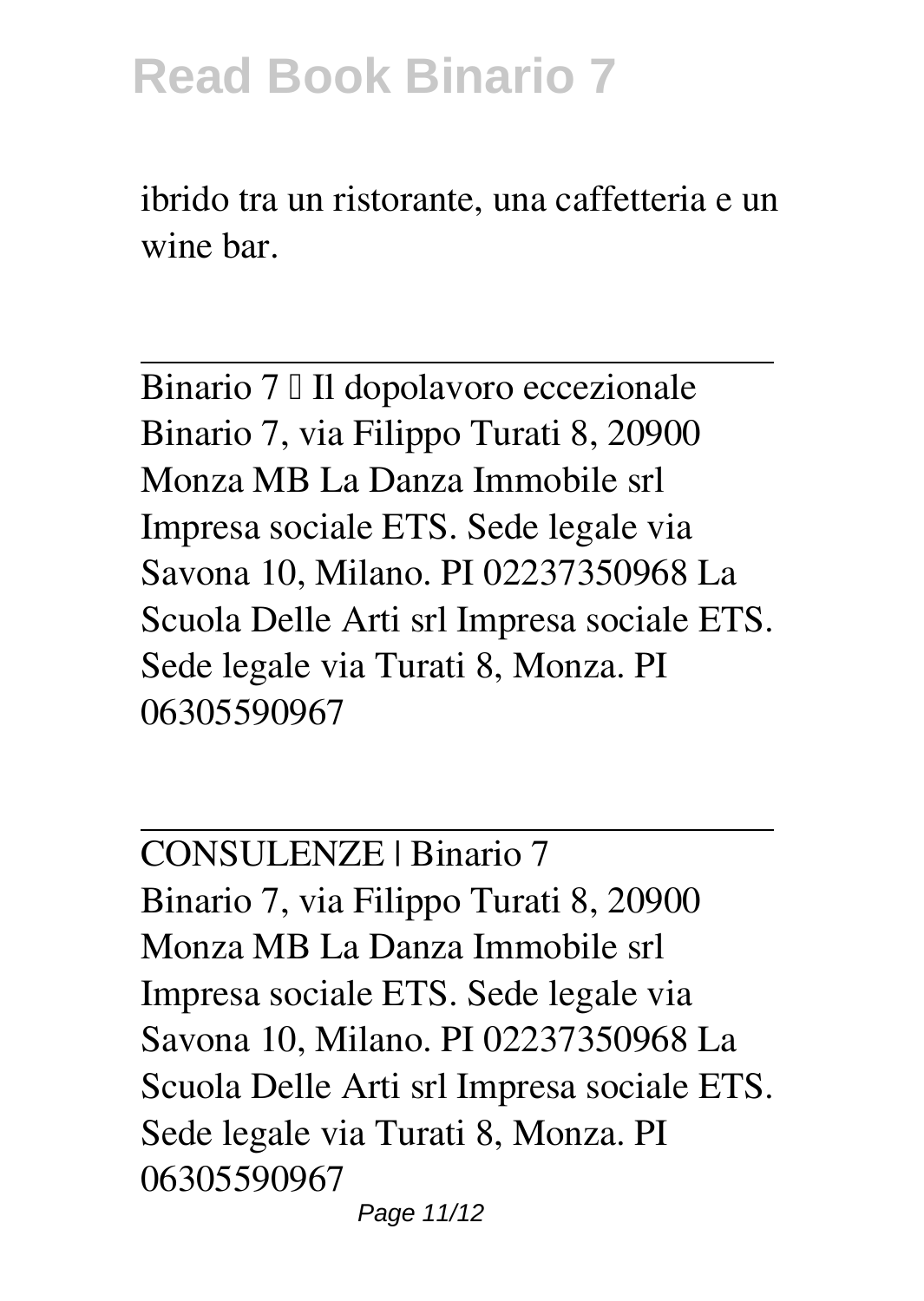ibrido tra un ristorante, una caffetteria e un wine bar.

---

Binario 7 – Il dopolavoro eccezionale
Binario 7, via Filippo Turati 8, 20900 Monza MB La Danza Immobile srl Impresa sociale ETS. Sede legale via Savona 10, Milano. PI 02237350968 La Scuola Delle Arti srl Impresa sociale ETS. Sede legale via Turati 8, Monza. PI 06305590967

---

CONSULENZE | Binario 7
Binario 7, via Filippo Turati 8, 20900 Monza MB La Danza Immobile srl Impresa sociale ETS. Sede legale via Savona 10, Milano. PI 02237350968 La Scuola Delle Arti srl Impresa sociale ETS. Sede legale via Turati 8, Monza. PI 06305590967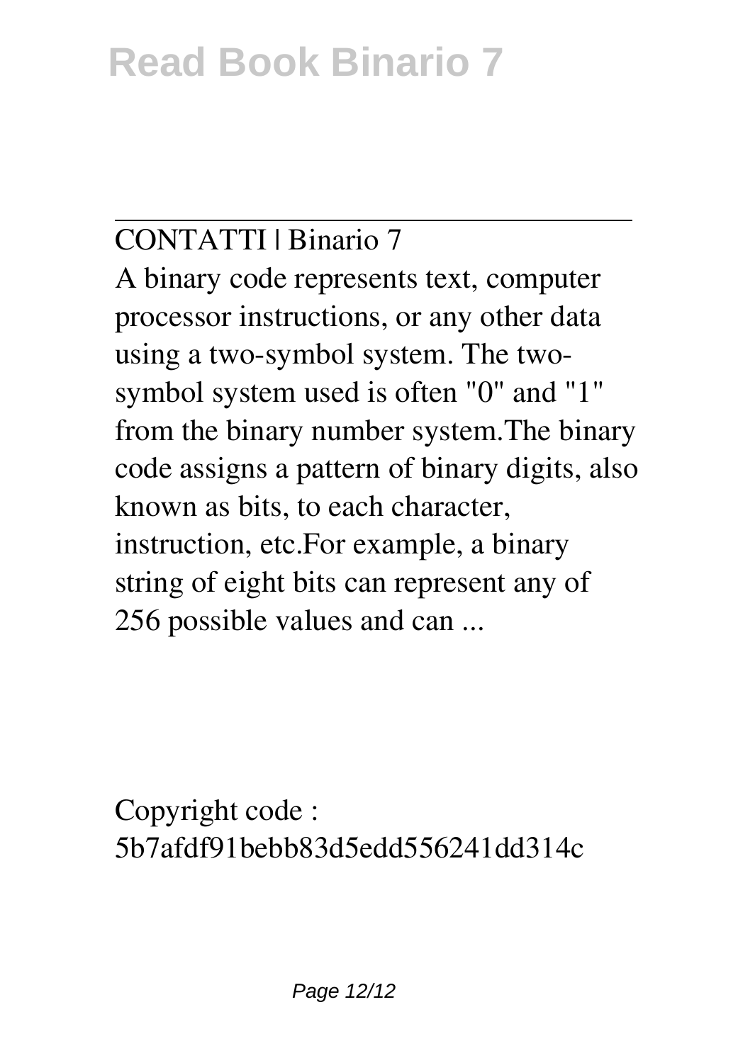CONTATTI | Binario 7

A binary code represents text, computer processor instructions, or any other data using a two-symbol system. The two-symbol system used is often "0" and "1" from the binary number system.The binary code assigns a pattern of binary digits, also known as bits, to each character, instruction, etc.For example, a binary string of eight bits can represent any of 256 possible values and can ...

Copyright code : 5b7afdf91bebb83d5edd556241dd314c